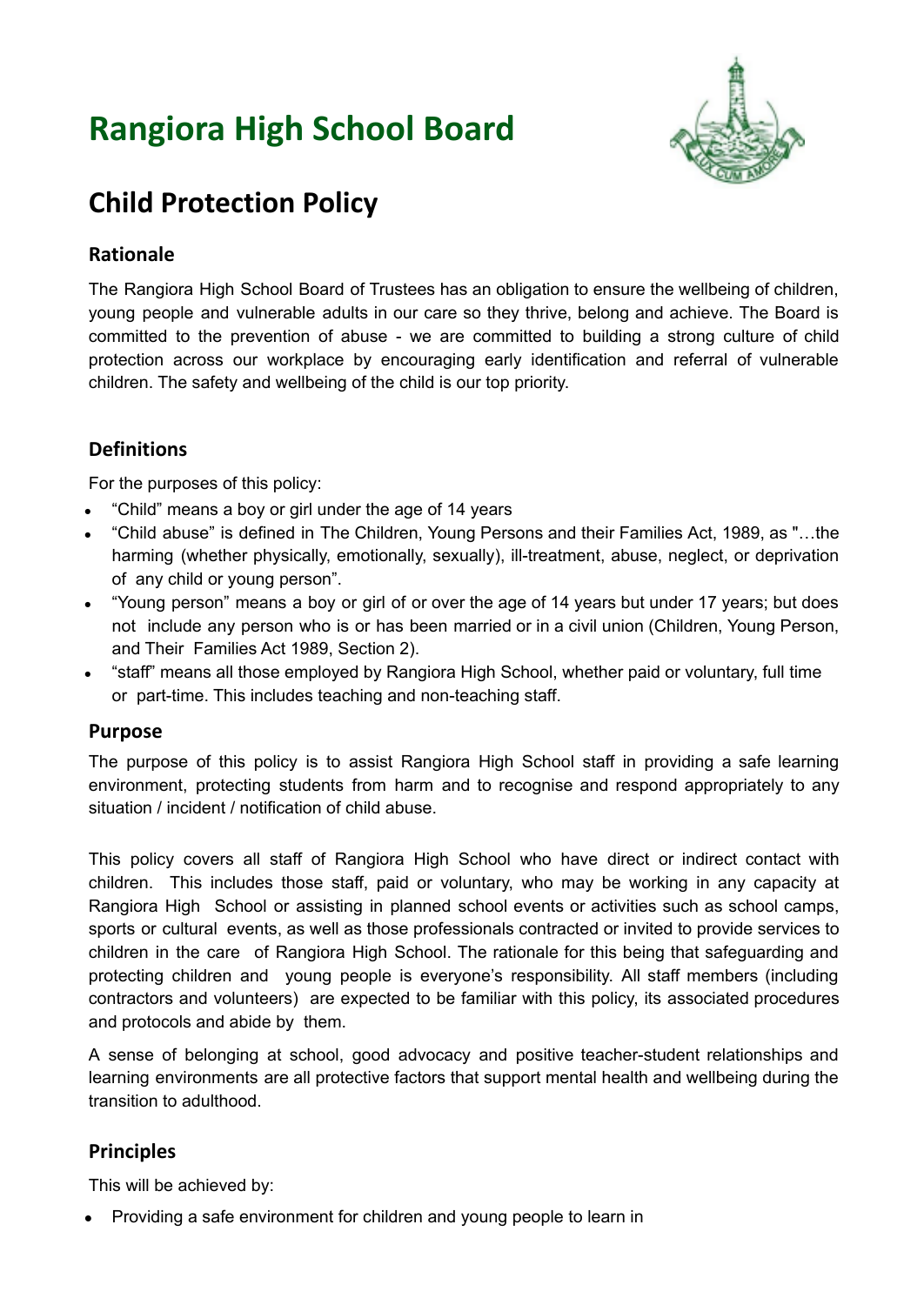# Rangiora High School Board

## Child Protection Policy

### Rationale

The Rangiora High School Board of Trustees has an obligation to ensure the wellbeing of children, young people and vulnerable adults in our care so they thrive, belong and achieve. The Board is committed to the prevention of abuse - we are committed to building a strong culture of child protection across our workplace by encouraging early identification and referral of vulnerable children. The safety and wellbeing of the child is our top priority.

### Definitions

For the purposes of this policy:

- "Child" means a boy or girl under the age of 14 years
- "Child abuse" is defined in The Children, Young Persons and their Families Act, 1989, as "…the harming (whether physically, emotionally, sexually), ill-treatment, abuse, neglect, or deprivation of any child or young person".
- "Young person" means a boy or girl of or over the age of 14 years but under 17 years; but does not include any person who is or has been married or in a civil union (Children, Young Person, and Their Families Act 1989, Section 2).
- "staff" means all those employed by Rangiora High School, whether paid or voluntary, full time or part-time. This includes teaching and non-teaching staff.

### Purpose

The purpose of this policy is to assist Rangiora High School staff in providing a safe learning environment, protecting students from harm and to recognise and respond appropriately to any situation / incident / notification of child abuse.

This policy covers all staff of Rangiora High School who have direct or indirect contact with children. This includes those staff, paid or voluntary, who may be working in any capacity at Rangiora High School or assisting in planned school events or activities such as school camps, sports or cultural events, as well as those professionals contracted or invited to provide services to children in the care of Rangiora High School. The rationale for this being that safeguarding and protecting children and young people is everyone's responsibility. All staff members (including contractors and volunteers) are expected to be familiar with this policy, its associated procedures and protocols and abide by them.

A sense of belonging at school, good advocacy and positive teacher-student relationships and learning environments are all protective factors that support mental health and wellbeing during the transition to adulthood.

### Principles

This will be achieved by:

- Providing a safe environment for children and young people to learn in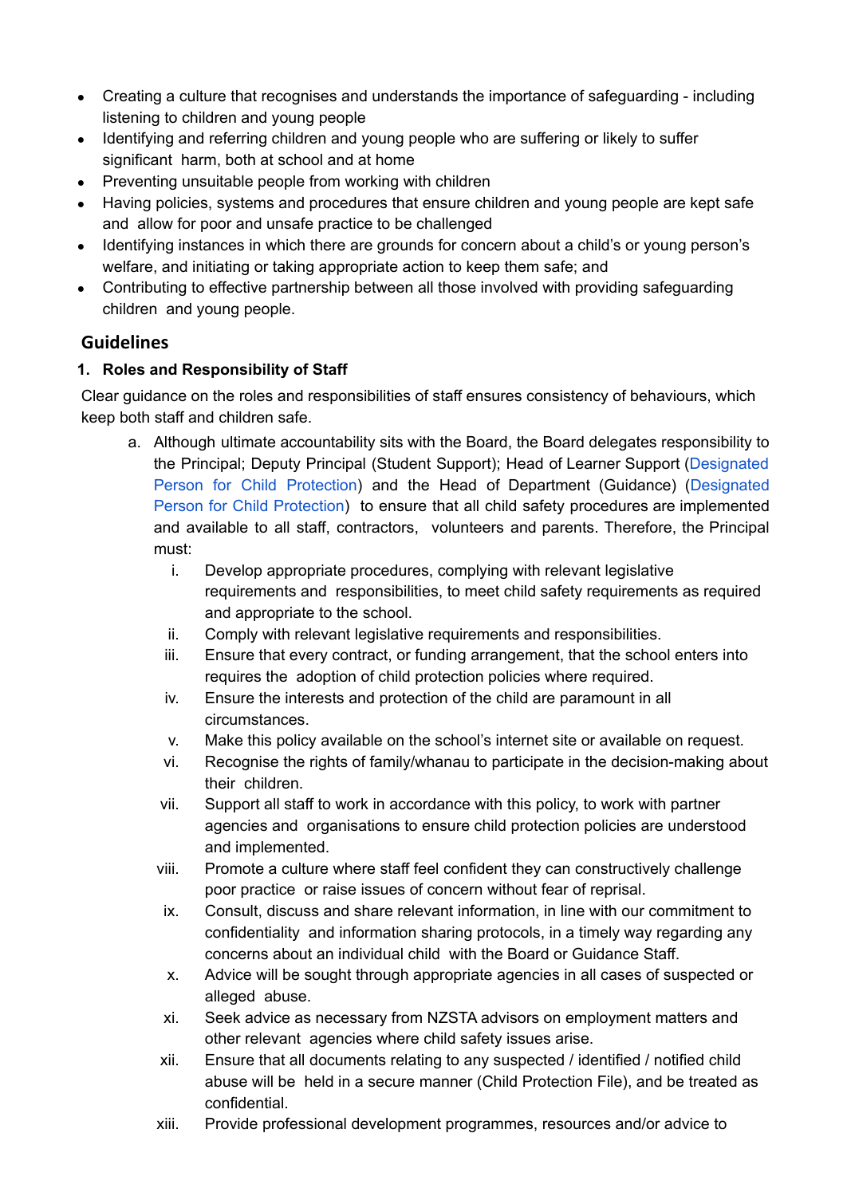- Creating a culture that recognises and understands the importance of safeguarding - including listening to children and young people
- Identifying and referring children and young people who are suffering or likely to suffer significant harm, both at school and at home
- Preventing unsuitable people from working with children
- Having policies, systems and procedures that ensure children and young people are kept safe and allow for poor and unsafe practice to be challenged
- Identifying instances in which there are grounds for concern about a child's or young person's welfare, and initiating or taking appropriate action to keep them safe; and
- Contributing to effective partnership between all those involved with providing safeguarding children and young people.

## Guidelines

### 1. Roles and Responsibility of Staff

Clear guidance on the roles and responsibilities of staff ensures consistency of behaviours, which keep both staff and children safe.

a. Although ultimate accountability sits with the Board, the Board delegates responsibility to the Principal; Deputy Principal (Student Support); Head of Learner Support (Designated Person for Child Protection) and the Head of Department (Guidance) (Designated Person for Child Protection) to ensure that all child safety procedures are implemented and available to all staff, contractors, volunteers and parents. Therefore, the Principal must:

    i. Develop appropriate procedures, complying with relevant legislative requirements and responsibilities, to meet child safety requirements as required and appropriate to the school.
    ii. Comply with relevant legislative requirements and responsibilities.
    iii. Ensure that every contract, or funding arrangement, that the school enters into requires the adoption of child protection policies where required.
    iv. Ensure the interests and protection of the child are paramount in all circumstances.
    v. Make this policy available on the school's internet site or available on request.
    vi. Recognise the rights of family/whanau to participate in the decision-making about their children.
    vii. Support all staff to work in accordance with this policy, to work with partner agencies and organisations to ensure child protection policies are understood and implemented.
    viii. Promote a culture where staff feel confident they can constructively challenge poor practice or raise issues of concern without fear of reprisal.
    ix. Consult, discuss and share relevant information, in line with our commitment to confidentiality and information sharing protocols, in a timely way regarding any concerns about an individual child with the Board or Guidance Staff.
    x. Advice will be sought through appropriate agencies in all cases of suspected or alleged abuse.
    xi. Seek advice as necessary from NZSTA advisors on employment matters and other relevant agencies where child safety issues arise.
    xii. Ensure that all documents relating to any suspected / identified / notified child abuse will be held in a secure manner (Child Protection File), and be treated as confidential.
    xiii. Provide professional development programmes, resources and/or advice to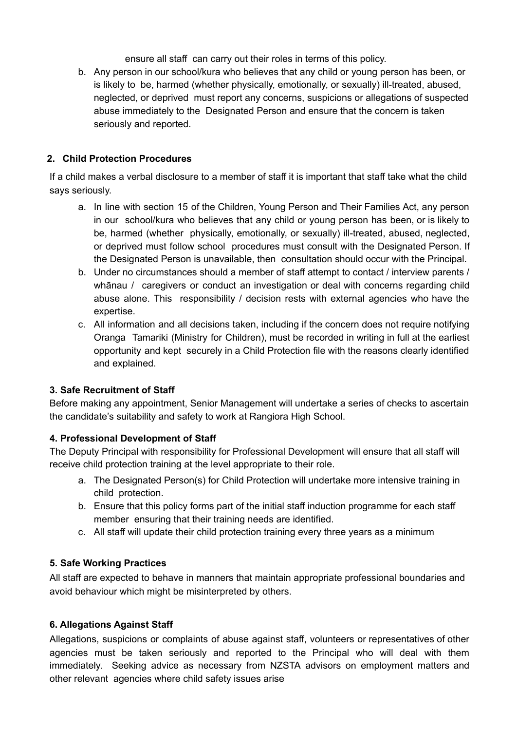ensure all staff can carry out their roles in terms of this policy.

b. Any person in our school/kura who believes that any child or young person has been, or is likely to be, harmed (whether physically, emotionally, or sexually) ill-treated, abused, neglected, or deprived must report any concerns, suspicions or allegations of suspected abuse immediately to the Designated Person and ensure that the concern is taken seriously and reported.

**2. Child Protection Procedures**

If a child makes a verbal disclosure to a member of staff it is important that staff take what the child says seriously.

a. In line with section 15 of the Children, Young Person and Their Families Act, any person in our school/kura who believes that any child or young person has been, or is likely to be, harmed (whether physically, emotionally, or sexually) ill-treated, abused, neglected, or deprived must follow school procedures must consult with the Designated Person. If the Designated Person is unavailable, then consultation should occur with the Principal.
b. Under no circumstances should a member of staff attempt to contact / interview parents / whānau / caregivers or conduct an investigation or deal with concerns regarding child abuse alone. This responsibility / decision rests with external agencies who have the expertise.
c. All information and all decisions taken, including if the concern does not require notifying Oranga Tamariki (Ministry for Children), must be recorded in writing in full at the earliest opportunity and kept securely in a Child Protection file with the reasons clearly identified and explained.

**3. Safe Recruitment of Staff**

Before making any appointment, Senior Management will undertake a series of checks to ascertain the candidate's suitability and safety to work at Rangiora High School.

**4. Professional Development of Staff**

The Deputy Principal with responsibility for Professional Development will ensure that all staff will receive child protection training at the level appropriate to their role.

a. The Designated Person(s) for Child Protection will undertake more intensive training in child protection.
b. Ensure that this policy forms part of the initial staff induction programme for each staff member ensuring that their training needs are identified.
c. All staff will update their child protection training every three years as a minimum

**5. Safe Working Practices**

All staff are expected to behave in manners that maintain appropriate professional boundaries and avoid behaviour which might be misinterpreted by others.

**6. Allegations Against Staff**

Allegations, suspicions or complaints of abuse against staff, volunteers or representatives of other agencies must be taken seriously and reported to the Principal who will deal with them immediately. Seeking advice as necessary from NZSTA advisors on employment matters and other relevant agencies where child safety issues arise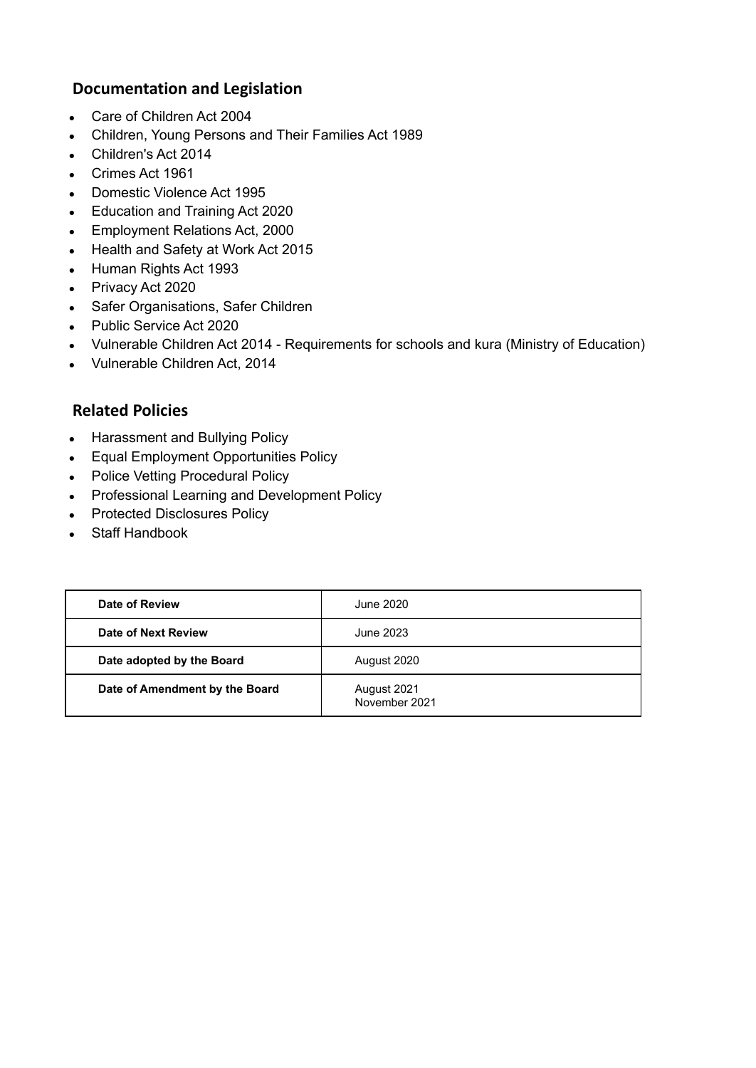## Documentation and Legislation

- Care of Children Act 2004
- Children, Young Persons and Their Families Act 1989
- Children's Act 2014
- Crimes Act 1961
- Domestic Violence Act 1995
- Education and Training Act 2020
- Employment Relations Act, 2000
- Health and Safety at Work Act 2015
- Human Rights Act 1993
- Privacy Act 2020
- Safer Organisations, Safer Children
- Public Service Act 2020
- Vulnerable Children Act 2014 - Requirements for schools and kura (Ministry of Education)
- Vulnerable Children Act, 2014

## Related Policies

- Harassment and Bullying Policy
- Equal Employment Opportunities Policy
- Police Vetting Procedural Policy
- Professional Learning and Development Policy
- Protected Disclosures Policy
- Staff Handbook

| | |
|---|---|
| **Date of Review** | June 2020 |
| **Date of Next Review** | June 2023 |
| **Date adopted by the Board** | August 2020 |
| **Date of Amendment by the Board** | August 2021<br>November 2021 |